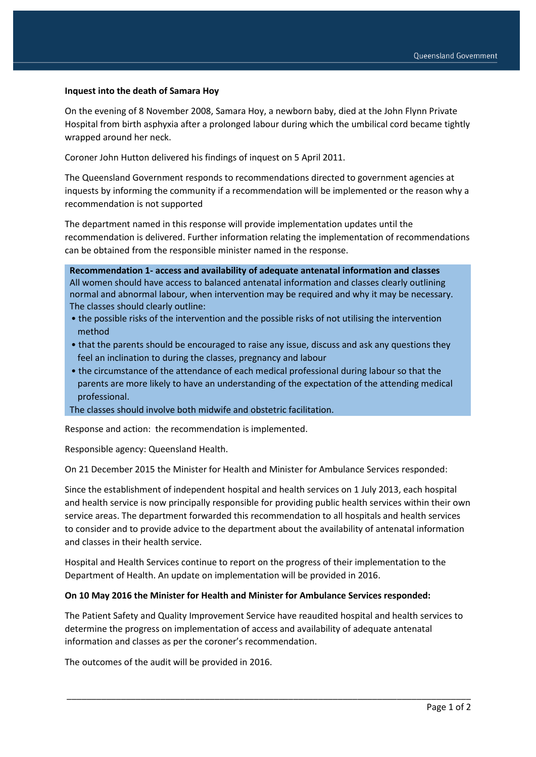**Inquest into the death of Samara Hoy**

On the evening of 8 November 2008, Samara Hoy, a newborn baby, died at the John Flynn Private Hospital from birth asphyxia after a prolonged labour during which the umbilical cord became tightly wrapped around her neck.

Coroner John Hutton delivered his findings of inquest on 5 April 2011.

The Queensland Government responds to recommendations directed to government agencies at inquests by informing the community if a recommendation will be implemented or the reason why a recommendation is not supported

The department named in this response will provide implementation updates until the recommendation is delivered. Further information relating the implementation of recommendations can be obtained from the responsible minister named in the response.

**Recommendation 1- access and availability of adequate antenatal information and classes**
All women should have access to balanced antenatal information and classes clearly outlining normal and abnormal labour, when intervention may be required and why it may be necessary. The classes should clearly outline:

- the possible risks of the intervention and the possible risks of not utilising the intervention method
- that the parents should be encouraged to raise any issue, discuss and ask any questions they feel an inclination to during the classes, pregnancy and labour
- the circumstance of the attendance of each medical professional during labour so that the parents are more likely to have an understanding of the expectation of the attending medical professional.

The classes should involve both midwife and obstetric facilitation.

Response and action: the recommendation is implemented.

Responsible agency: Queensland Health.

On 21 December 2015 the Minister for Health and Minister for Ambulance Services responded:

Since the establishment of independent hospital and health services on 1 July 2013, each hospital and health service is now principally responsible for providing public health services within their own service areas. The department forwarded this recommendation to all hospitals and health services to consider and to provide advice to the department about the availability of antenatal information and classes in their health service.

Hospital and Health Services continue to report on the progress of their implementation to the Department of Health. An update on implementation will be provided in 2016.

**On 10 May 2016 the Minister for Health and Minister for Ambulance Services responded:**

The Patient Safety and Quality Improvement Service have reaudited hospital and health services to determine the progress on implementation of access and availability of adequate antenatal information and classes as per the coroner's recommendation.

The outcomes of the audit will be provided in 2016.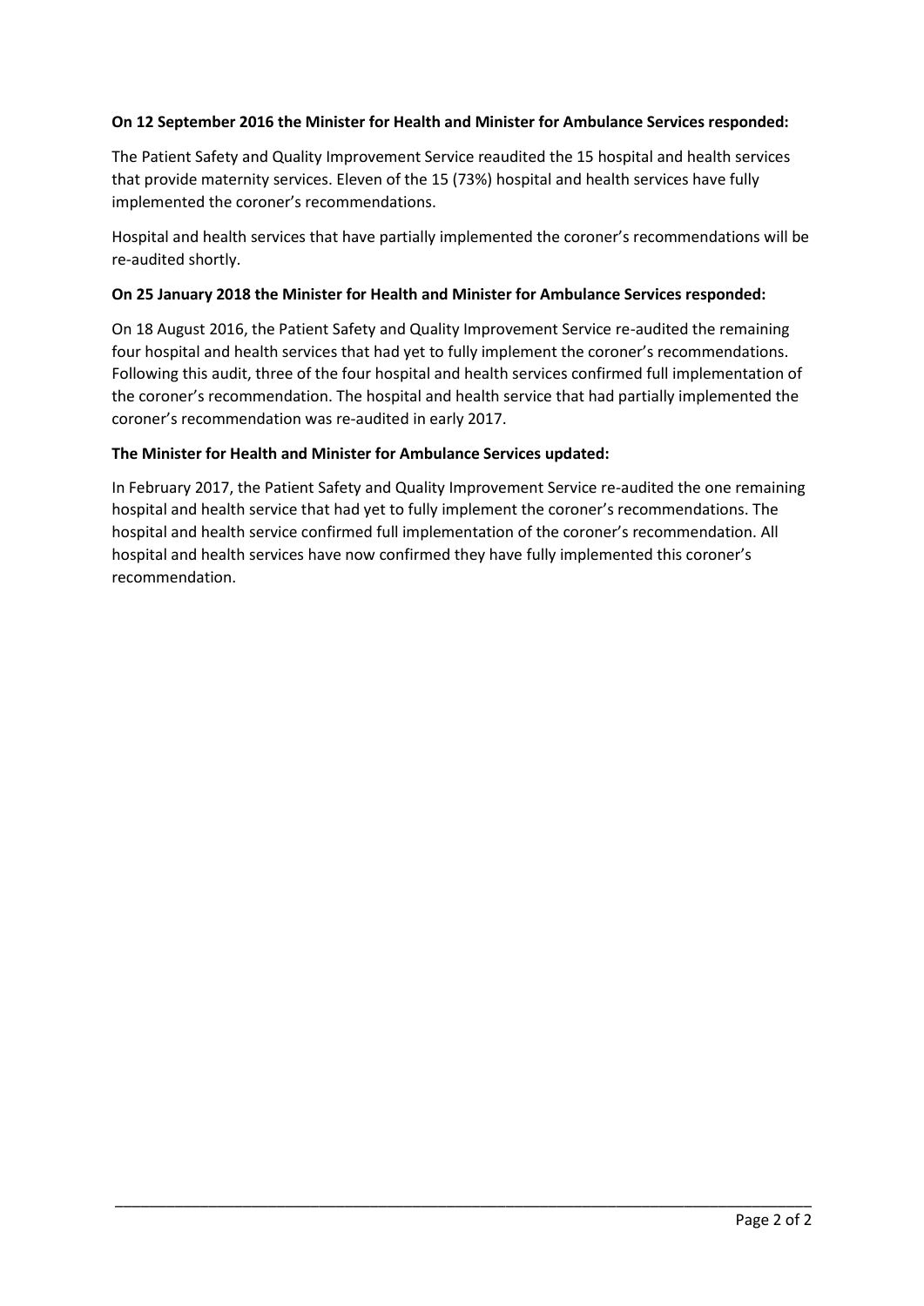**On 12 September 2016 the Minister for Health and Minister for Ambulance Services responded:**

The Patient Safety and Quality Improvement Service reaudited the 15 hospital and health services that provide maternity services. Eleven of the 15 (73%) hospital and health services have fully implemented the coroner's recommendations.

Hospital and health services that have partially implemented the coroner's recommendations will be re-audited shortly.

**On 25 January 2018 the Minister for Health and Minister for Ambulance Services responded:**

On 18 August 2016, the Patient Safety and Quality Improvement Service re-audited the remaining four hospital and health services that had yet to fully implement the coroner's recommendations. Following this audit, three of the four hospital and health services confirmed full implementation of the coroner's recommendation. The hospital and health service that had partially implemented the coroner's recommendation was re-audited in early 2017.

**The Minister for Health and Minister for Ambulance Services updated:**

In February 2017, the Patient Safety and Quality Improvement Service re-audited the one remaining hospital and health service that had yet to fully implement the coroner's recommendations. The hospital and health service confirmed full implementation of the coroner's recommendation. All hospital and health services have now confirmed they have fully implemented this coroner's recommendation.